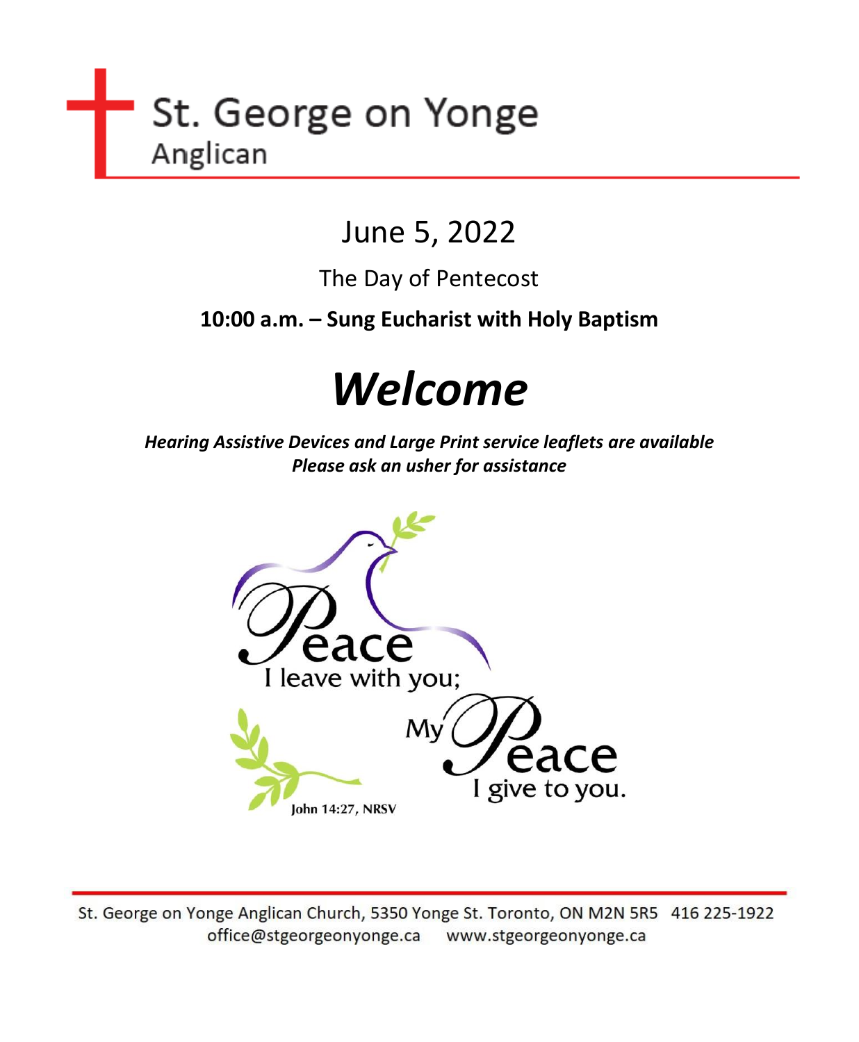# St. George on Yonge
Anglican

## June 5, 2022

The Day of Pentecost

**10:00 a.m. – Sung Eucharist with Holy Baptism**

# *Welcome*

***Hearing Assistive Devices and Large Print service leaflets are available***
***Please ask an usher for assistance***

Peace I leave with you; My Peace I give to you.

John 14:27, NRSV

St. George on Yonge Anglican Church, 5350 Yonge St. Toronto, ON M2N 5R5 416 225-1922
office@stgeorgeonyonge.ca www.stgeorgeonyonge.ca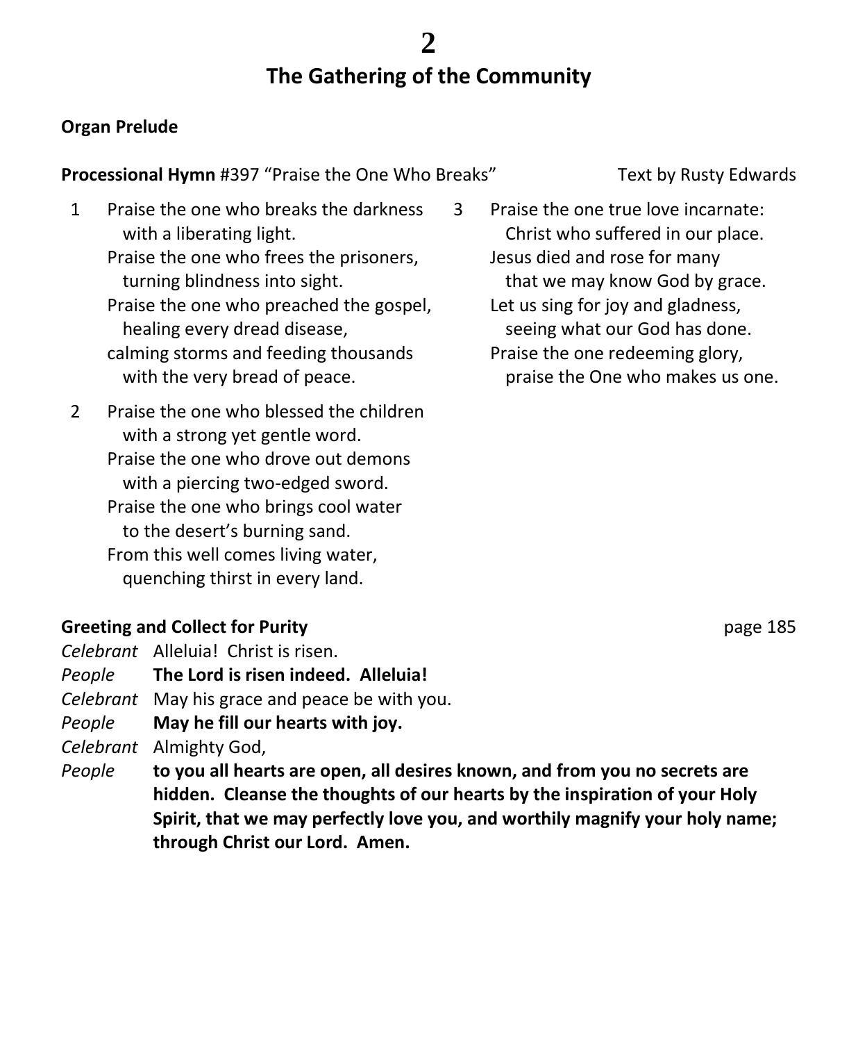# The Gathering of the Community

**Organ Prelude**

**Processional Hymn** #397 "Praise the One Who Breaks" Text by Rusty Edwards

1 Praise the one who breaks the darkness
  with a liberating light.
 Praise the one who frees the prisoners,
  turning blindness into sight.
 Praise the one who preached the gospel,
  healing every dread disease,
 calming storms and feeding thousands
  with the very bread of peace.

2 Praise the one who blessed the children
  with a strong yet gentle word.
 Praise the one who drove out demons
  with a piercing two-edged sword.
 Praise the one who brings cool water
  to the desert's burning sand.
 From this well comes living water,
  quenching thirst in every land.

3 Praise the one true love incarnate:
  Christ who suffered in our place.
 Jesus died and rose for many
  that we may know God by grace.
 Let us sing for joy and gladness,
  seeing what our God has done.
 Praise the one redeeming glory,
  praise the One who makes us one.

**Greeting and Collect for Purity** page 185

*Celebrant* Alleluia! Christ is risen.
*People* **The Lord is risen indeed. Alleluia!**
*Celebrant* May his grace and peace be with you.
*People* **May he fill our hearts with joy.**
*Celebrant* Almighty God,
*People* **to you all hearts are open, all desires known, and from you no secrets are hidden. Cleanse the thoughts of our hearts by the inspiration of your Holy Spirit, that we may perfectly love you, and worthily magnify your holy name; through Christ our Lord. Amen.**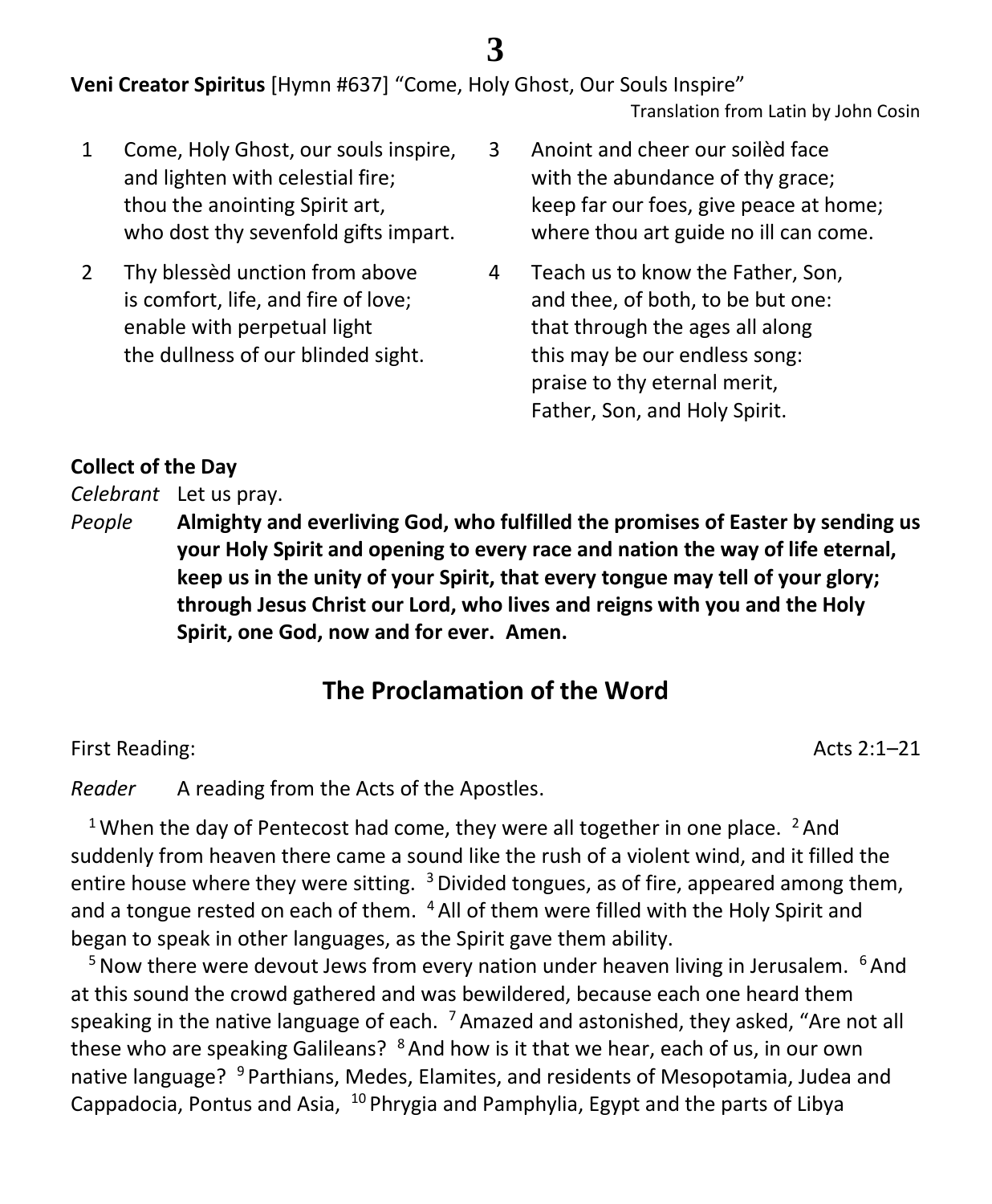**Veni Creator Spiritus** [Hymn #637] "Come, Holy Ghost, Our Souls Inspire"

Translation from Latin by John Cosin

1 Come, Holy Ghost, our souls inspire,
and lighten with celestial fire;
thou the anointing Spirit art,
who dost thy sevenfold gifts impart.

2 Thy blessèd unction from above
is comfort, life, and fire of love;
enable with perpetual light
the dullness of our blinded sight.

3 Anoint and cheer our soilèd face
with the abundance of thy grace;
keep far our foes, give peace at home;
where thou art guide no ill can come.

4 Teach us to know the Father, Son,
and thee, of both, to be but one:
that through the ages all along
this may be our endless song:
praise to thy eternal merit,
Father, Son, and Holy Spirit.

**Collect of the Day**

*Celebrant* Let us pray.

*People* **Almighty and everliving God, who fulfilled the promises of Easter by sending us your Holy Spirit and opening to every race and nation the way of life eternal, keep us in the unity of your Spirit, that every tongue may tell of your glory; through Jesus Christ our Lord, who lives and reigns with you and the Holy Spirit, one God, now and for ever. Amen.**

## The Proclamation of the Word

First Reading: Acts 2:1–21

*Reader* A reading from the Acts of the Apostles.

[1] When the day of Pentecost had come, they were all together in one place. [2] And suddenly from heaven there came a sound like the rush of a violent wind, and it filled the entire house where they were sitting. [3] Divided tongues, as of fire, appeared among them, and a tongue rested on each of them. [4] All of them were filled with the Holy Spirit and began to speak in other languages, as the Spirit gave them ability.

[5] Now there were devout Jews from every nation under heaven living in Jerusalem. [6] And at this sound the crowd gathered and was bewildered, because each one heard them speaking in the native language of each. [7] Amazed and astonished, they asked, "Are not all these who are speaking Galileans? [8] And how is it that we hear, each of us, in our own native language? [9] Parthians, Medes, Elamites, and residents of Mesopotamia, Judea and Cappadocia, Pontus and Asia, [10] Phrygia and Pamphylia, Egypt and the parts of Libya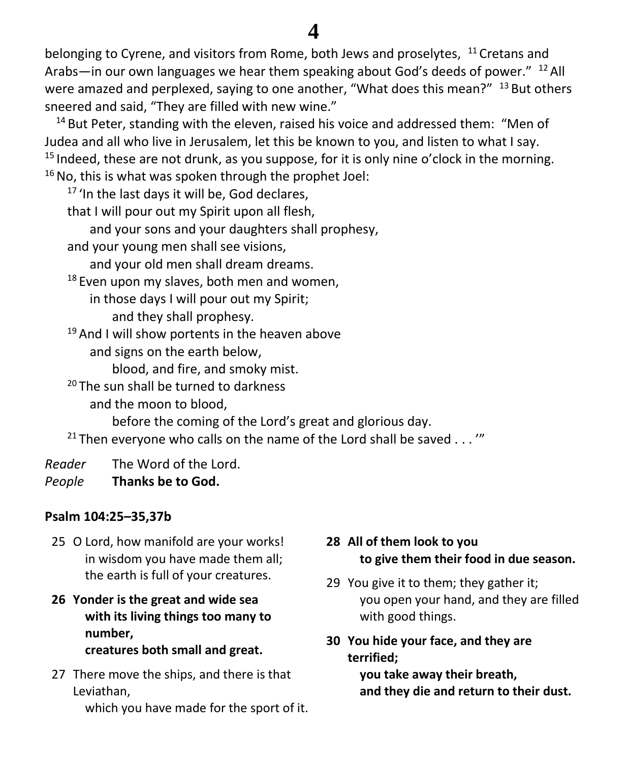belonging to Cyrene, and visitors from Rome, both Jews and proselytes, [11] Cretans and Arabs—in our own languages we hear them speaking about God's deeds of power." [12] All were amazed and perplexed, saying to one another, "What does this mean?" [13] But others sneered and said, "They are filled with new wine."

[14] But Peter, standing with the eleven, raised his voice and addressed them: "Men of Judea and all who live in Jerusalem, let this be known to you, and listen to what I say. [15] Indeed, these are not drunk, as you suppose, for it is only nine o'clock in the morning. [16] No, this is what was spoken through the prophet Joel:

> [17] 'In the last days it will be, God declares,
> that I will pour out my Spirit upon all flesh,
>     and your sons and your daughters shall prophesy,
> and your young men shall see visions,
>     and your old men shall dream dreams.
> [18] Even upon my slaves, both men and women,
>     in those days I will pour out my Spirit;
>         and they shall prophesy.
> [19] And I will show portents in the heaven above
>     and signs on the earth below,
>         blood, and fire, and smoky mist.
> [20] The sun shall be turned to darkness
>     and the moon to blood,
>         before the coming of the Lord's great and glorious day.
> [21] Then everyone who calls on the name of the Lord shall be saved . . .'"

*Reader* The Word of the Lord.
*People* **Thanks be to God.**

**Psalm 104:25–35,37b**

25 O Lord, how manifold are your works!
in wisdom you have made them all;
the earth is full of your creatures.

**26 Yonder is the great and wide sea**
**with its living things too many to number,**
**creatures both small and great.**

27 There move the ships, and there is that Leviathan,
which you have made for the sport of it.

**28 All of them look to you**
**to give them their food in due season.**

29 You give it to them; they gather it;
you open your hand, and they are filled with good things.

**30 You hide your face, and they are terrified;**
**you take away their breath,**
**and they die and return to their dust.**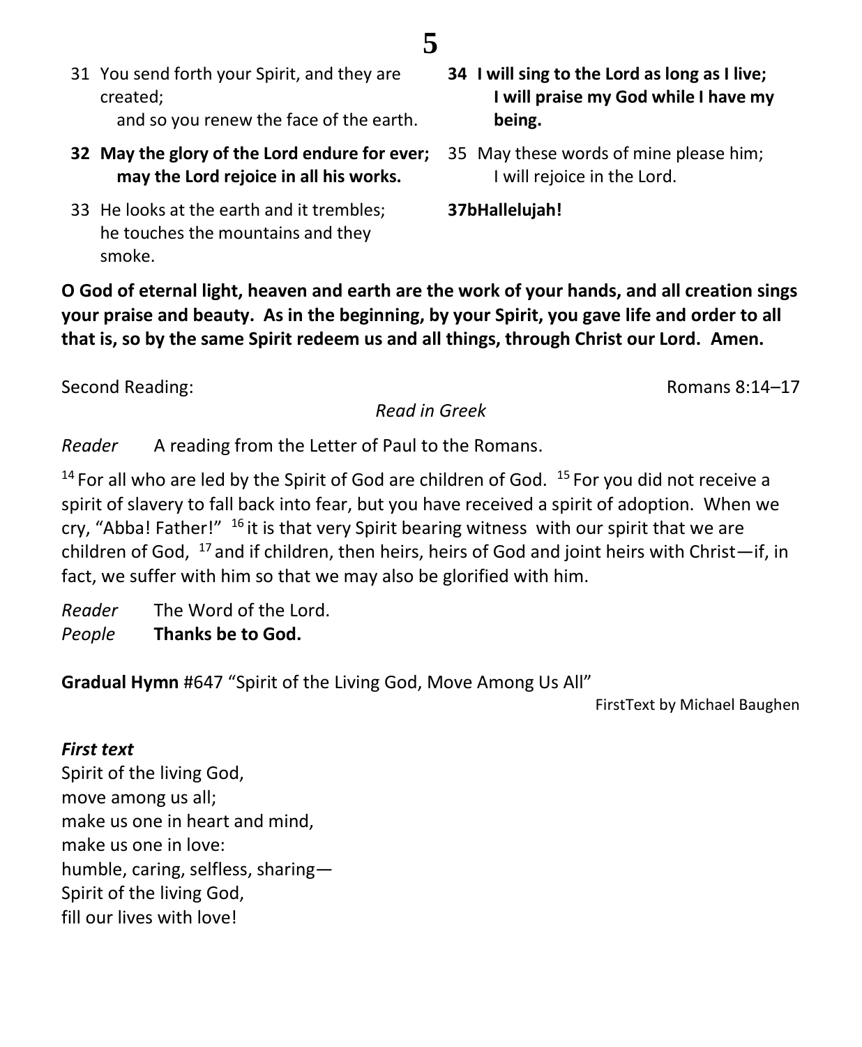31 You send forth your Spirit, and they are created;
  and so you renew the face of the earth.

**32 May the glory of the Lord endure for ever;**
  **may the Lord rejoice in all his works.**

33 He looks at the earth and it trembles;
  he touches the mountains and they smoke.

**34 I will sing to the Lord as long as I live;**
  **I will praise my God while I have my being.**

35 May these words of mine please him;
  I will rejoice in the Lord.

**37bHallelujah!**

**O God of eternal light, heaven and earth are the work of your hands, and all creation sings your praise and beauty. As in the beginning, by your Spirit, you gave life and order to all that is, so by the same Spirit redeem us and all things, through Christ our Lord. Amen.**

Second Reading: Romans 8:14–17

*Read in Greek*

*Reader* A reading from the Letter of Paul to the Romans.

[14] For all who are led by the Spirit of God are children of God. [15] For you did not receive a spirit of slavery to fall back into fear, but you have received a spirit of adoption. When we cry, "Abba! Father!" [16] it is that very Spirit bearing witness with our spirit that we are children of God, [17] and if children, then heirs, heirs of God and joint heirs with Christ—if, in fact, we suffer with him so that we may also be glorified with him.

*Reader* The Word of the Lord.
*People* **Thanks be to God.**

**Gradual Hymn** #647 "Spirit of the Living God, Move Among Us All"

FirstText by Michael Baughen

***First text***

Spirit of the living God,
move among us all;
make us one in heart and mind,
make us one in love:
humble, caring, selfless, sharing—
Spirit of the living God,
fill our lives with love!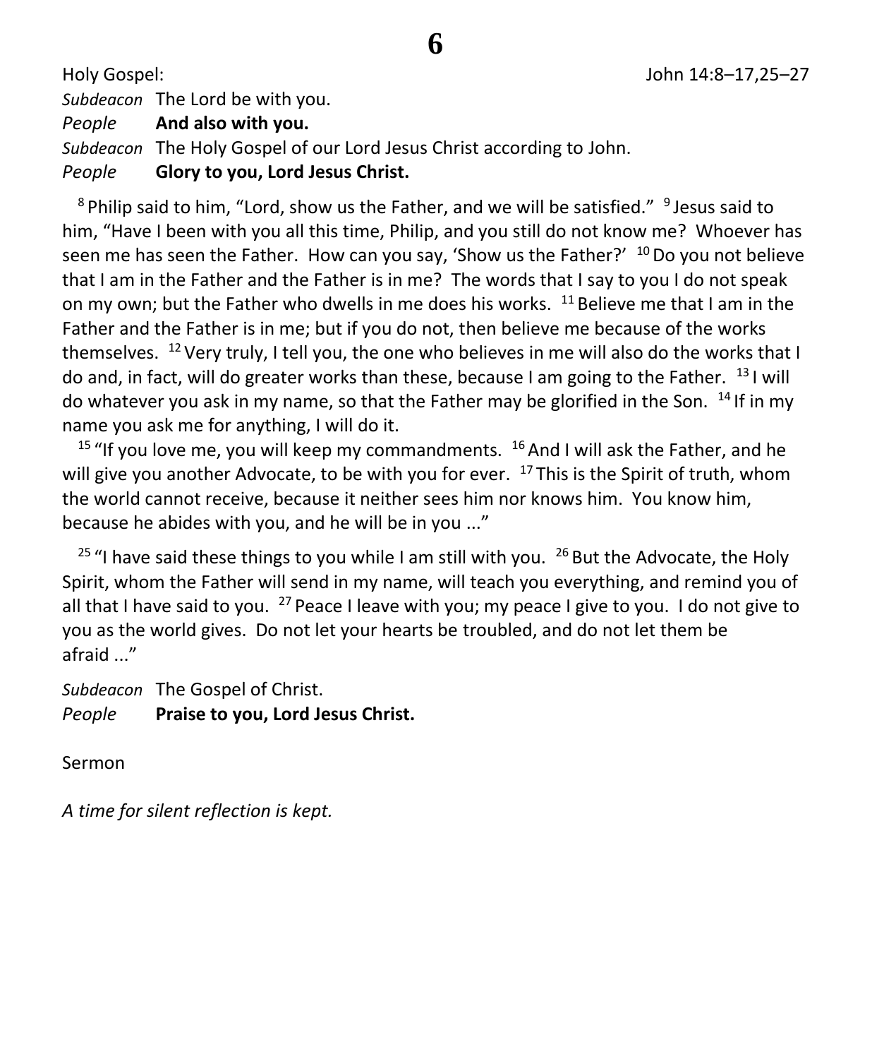Holy Gospel: John 14:8–17,25–27

*Subdeacon* The Lord be with you.
*People* **And also with you.**
*Subdeacon* The Holy Gospel of our Lord Jesus Christ according to John.
*People* **Glory to you, Lord Jesus Christ.**

[8] Philip said to him, "Lord, show us the Father, and we will be satisfied." [9] Jesus said to him, "Have I been with you all this time, Philip, and you still do not know me? Whoever has seen me has seen the Father. How can you say, 'Show us the Father?' [10] Do you not believe that I am in the Father and the Father is in me? The words that I say to you I do not speak on my own; but the Father who dwells in me does his works. [11] Believe me that I am in the Father and the Father is in me; but if you do not, then believe me because of the works themselves. [12] Very truly, I tell you, the one who believes in me will also do the works that I do and, in fact, will do greater works than these, because I am going to the Father. [13] I will do whatever you ask in my name, so that the Father may be glorified in the Son. [14] If in my name you ask me for anything, I will do it.

[15] "If you love me, you will keep my commandments. [16] And I will ask the Father, and he will give you another Advocate, to be with you for ever. [17] This is the Spirit of truth, whom the world cannot receive, because it neither sees him nor knows him. You know him, because he abides with you, and he will be in you ..."

[25] "I have said these things to you while I am still with you. [26] But the Advocate, the Holy Spirit, whom the Father will send in my name, will teach you everything, and remind you of all that I have said to you. [27] Peace I leave with you; my peace I give to you. I do not give to you as the world gives. Do not let your hearts be troubled, and do not let them be afraid ..."

*Subdeacon* The Gospel of Christ.
*People* **Praise to you, Lord Jesus Christ.**

Sermon

*A time for silent reflection is kept.*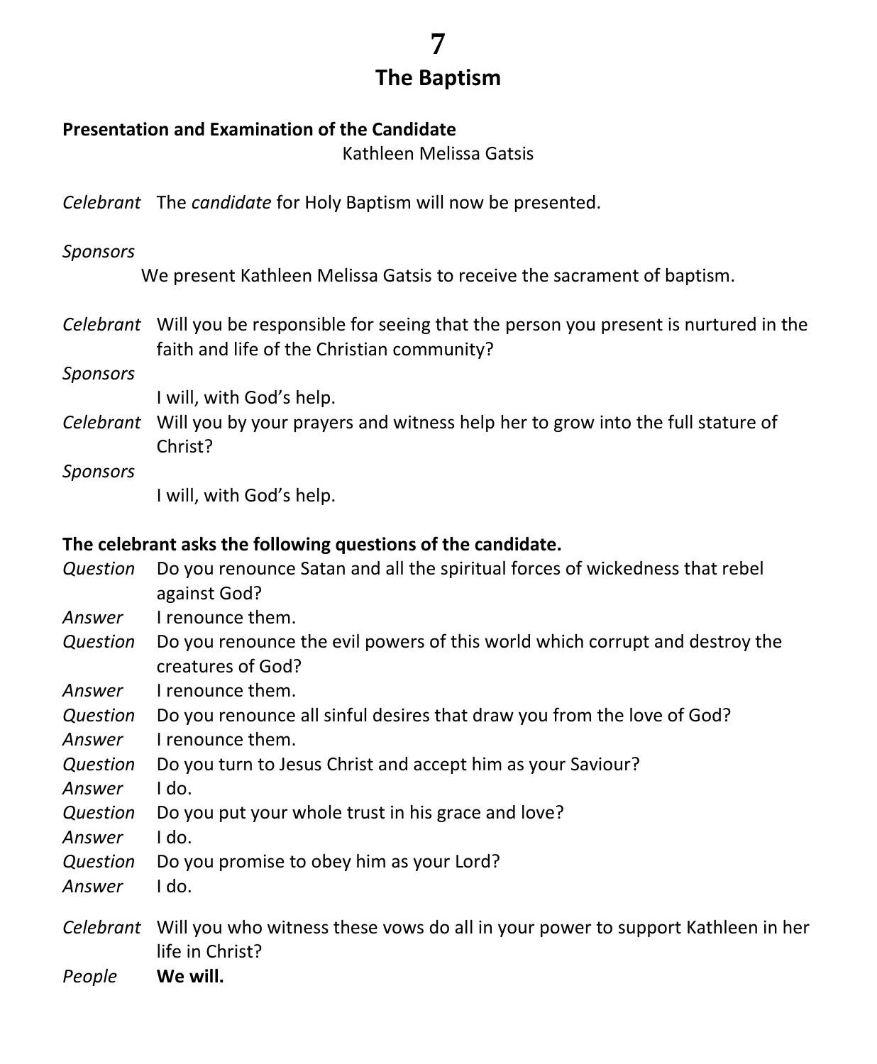# The Baptism

**Presentation and Examination of the Candidate**

Kathleen Melissa Gatsis

*Celebrant* The *candidate* for Holy Baptism will now be presented.

*Sponsors*

We present Kathleen Melissa Gatsis to receive the sacrament of baptism.

*Celebrant* Will you be responsible for seeing that the person you present is nurtured in the faith and life of the Christian community?

*Sponsors*

I will, with God's help.

*Celebrant* Will you by your prayers and witness help her to grow into the full stature of Christ?

*Sponsors*

I will, with God's help.

**The celebrant asks the following questions of the candidate.**

*Question* Do you renounce Satan and all the spiritual forces of wickedness that rebel against God?

*Answer* I renounce them.

*Question* Do you renounce the evil powers of this world which corrupt and destroy the creatures of God?

*Answer* I renounce them.

*Question* Do you renounce all sinful desires that draw you from the love of God?

*Answer* I renounce them.

*Question* Do you turn to Jesus Christ and accept him as your Saviour?

*Answer* I do.

*Question* Do you put your whole trust in his grace and love?

*Answer* I do.

*Question* Do you promise to obey him as your Lord?

*Answer* I do.

*Celebrant* Will you who witness these vows do all in your power to support Kathleen in her life in Christ?

*People* **We will.**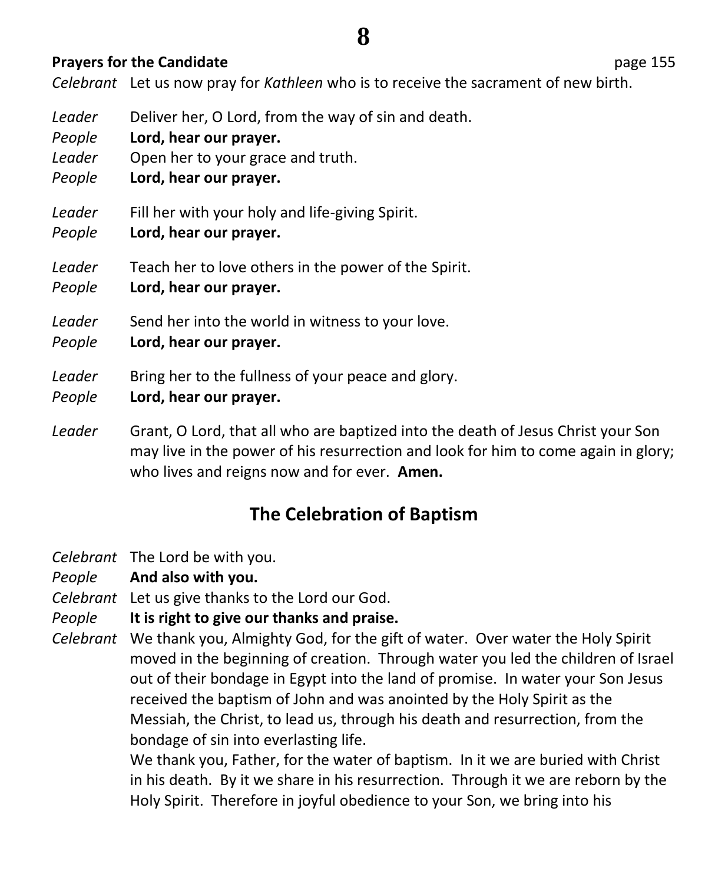**Prayers for the Candidate** page 155

*Celebrant* Let us now pray for *Kathleen* who is to receive the sacrament of new birth.

*Leader* Deliver her, O Lord, from the way of sin and death.
*People* **Lord, hear our prayer.**
*Leader* Open her to your grace and truth.
*People* **Lord, hear our prayer.**

*Leader* Fill her with your holy and life-giving Spirit.
*People* **Lord, hear our prayer.**

*Leader* Teach her to love others in the power of the Spirit.
*People* **Lord, hear our prayer.**

*Leader* Send her into the world in witness to your love.
*People* **Lord, hear our prayer.**

*Leader* Bring her to the fullness of your peace and glory.
*People* **Lord, hear our prayer.**

*Leader* Grant, O Lord, that all who are baptized into the death of Jesus Christ your Son may live in the power of his resurrection and look for him to come again in glory; who lives and reigns now and for ever. **Amen.**

## The Celebration of Baptism

*Celebrant* The Lord be with you.
*People* **And also with you.**
*Celebrant* Let us give thanks to the Lord our God.
*People* **It is right to give our thanks and praise.**
*Celebrant* We thank you, Almighty God, for the gift of water. Over water the Holy Spirit moved in the beginning of creation. Through water you led the children of Israel out of their bondage in Egypt into the land of promise. In water your Son Jesus received the baptism of John and was anointed by the Holy Spirit as the Messiah, the Christ, to lead us, through his death and resurrection, from the bondage of sin into everlasting life.
We thank you, Father, for the water of baptism. In it we are buried with Christ in his death. By it we share in his resurrection. Through it we are reborn by the Holy Spirit. Therefore in joyful obedience to your Son, we bring into his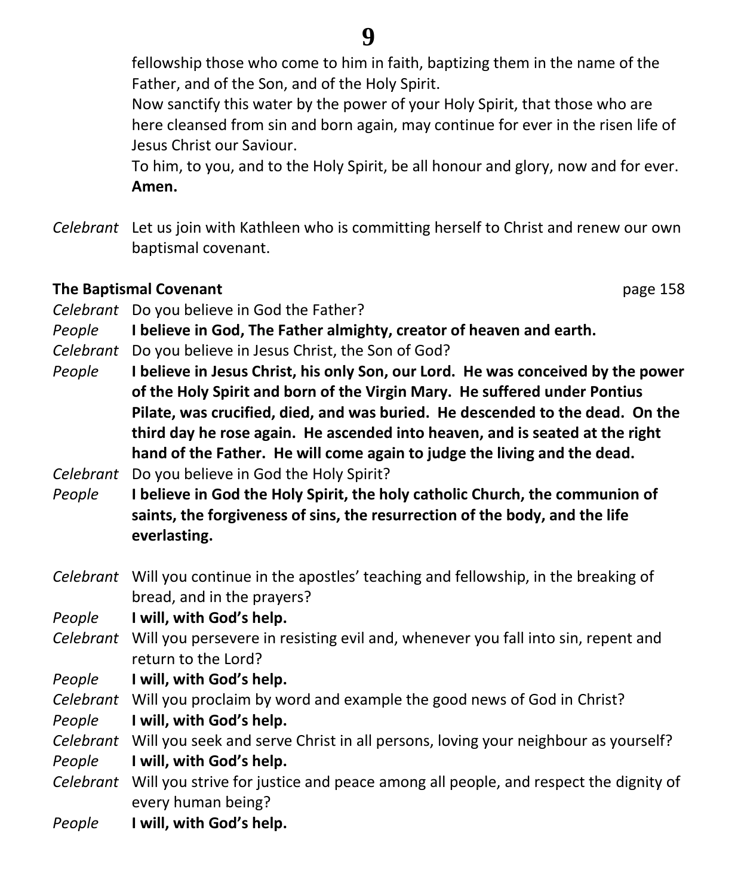fellowship those who come to him in faith, baptizing them in the name of the Father, and of the Son, and of the Holy Spirit.
Now sanctify this water by the power of your Holy Spirit, that those who are here cleansed from sin and born again, may continue for ever in the risen life of Jesus Christ our Saviour.
To him, to you, and to the Holy Spirit, be all honour and glory, now and for ever. **Amen.**

*Celebrant* Let us join with Kathleen who is committing herself to Christ and renew our own baptismal covenant.

**The Baptismal Covenant** page 158

*Celebrant* Do you believe in God the Father?
*People* **I believe in God, The Father almighty, creator of heaven and earth.**
*Celebrant* Do you believe in Jesus Christ, the Son of God?
*People* **I believe in Jesus Christ, his only Son, our Lord. He was conceived by the power of the Holy Spirit and born of the Virgin Mary. He suffered under Pontius Pilate, was crucified, died, and was buried. He descended to the dead. On the third day he rose again. He ascended into heaven, and is seated at the right hand of the Father. He will come again to judge the living and the dead.**
*Celebrant* Do you believe in God the Holy Spirit?
*People* **I believe in God the Holy Spirit, the holy catholic Church, the communion of saints, the forgiveness of sins, the resurrection of the body, and the life everlasting.**

*Celebrant* Will you continue in the apostles' teaching and fellowship, in the breaking of bread, and in the prayers?
*People* **I will, with God's help.**
*Celebrant* Will you persevere in resisting evil and, whenever you fall into sin, repent and return to the Lord?
*People* **I will, with God's help.**
*Celebrant* Will you proclaim by word and example the good news of God in Christ?
*People* **I will, with God's help.**
*Celebrant* Will you seek and serve Christ in all persons, loving your neighbour as yourself?
*People* **I will, with God's help.**
*Celebrant* Will you strive for justice and peace among all people, and respect the dignity of every human being?
*People* **I will, with God's help.**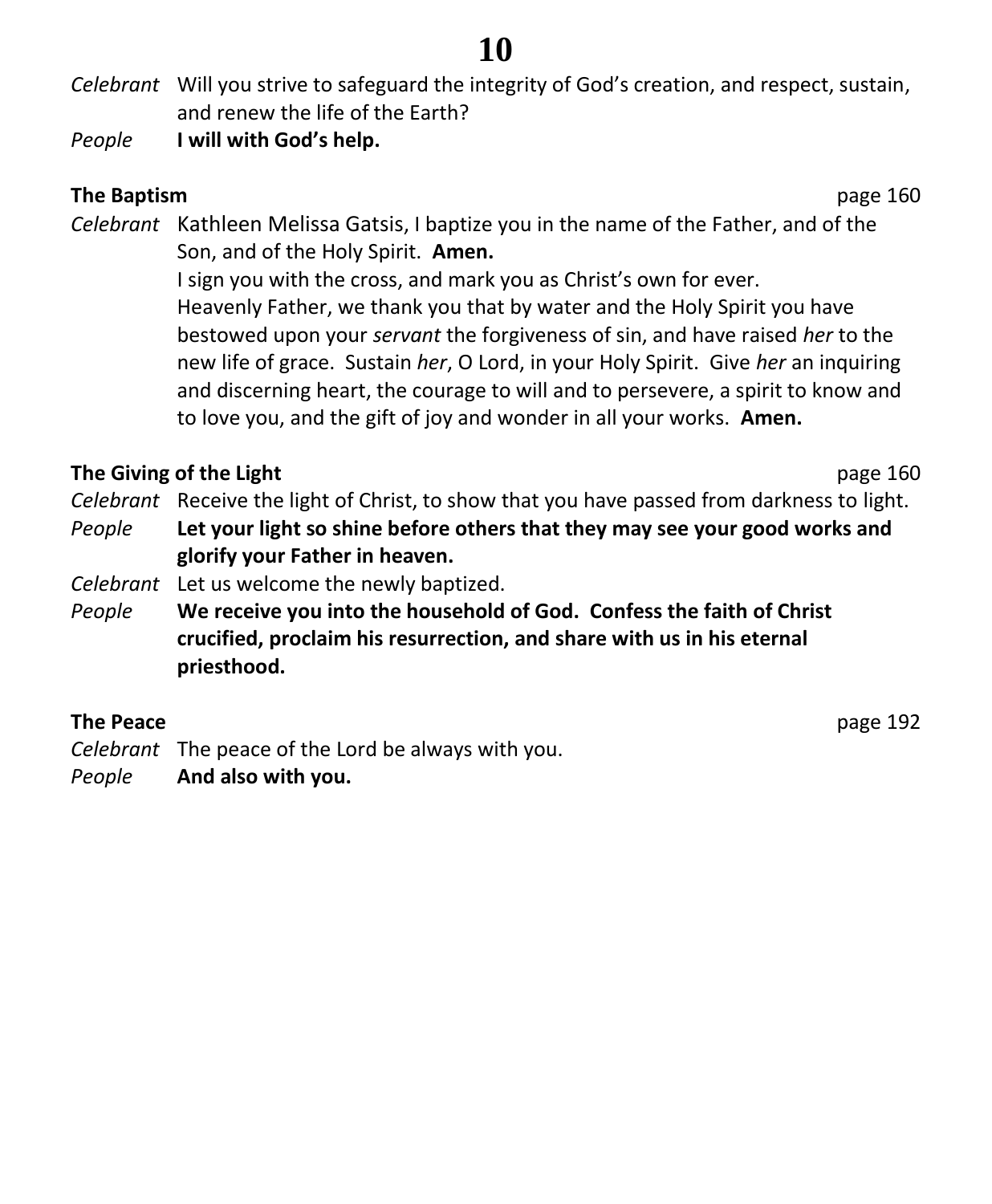*Celebrant* Will you strive to safeguard the integrity of God's creation, and respect, sustain, and renew the life of the Earth?

*People* **I will with God's help.**

**The Baptism** page 160

*Celebrant* Kathleen Melissa Gatsis, I baptize you in the name of the Father, and of the Son, and of the Holy Spirit. **Amen.**

I sign you with the cross, and mark you as Christ's own for ever.

Heavenly Father, we thank you that by water and the Holy Spirit you have bestowed upon your *servant* the forgiveness of sin, and have raised *her* to the new life of grace. Sustain *her*, O Lord, in your Holy Spirit. Give *her* an inquiring and discerning heart, the courage to will and to persevere, a spirit to know and to love you, and the gift of joy and wonder in all your works. **Amen.**

**The Giving of the Light** page 160

*Celebrant* Receive the light of Christ, to show that you have passed from darkness to light.

*People* **Let your light so shine before others that they may see your good works and glorify your Father in heaven.**

*Celebrant* Let us welcome the newly baptized.

*People* **We receive you into the household of God. Confess the faith of Christ crucified, proclaim his resurrection, and share with us in his eternal priesthood.**

**The Peace** page 192

*Celebrant* The peace of the Lord be always with you.

*People* **And also with you.**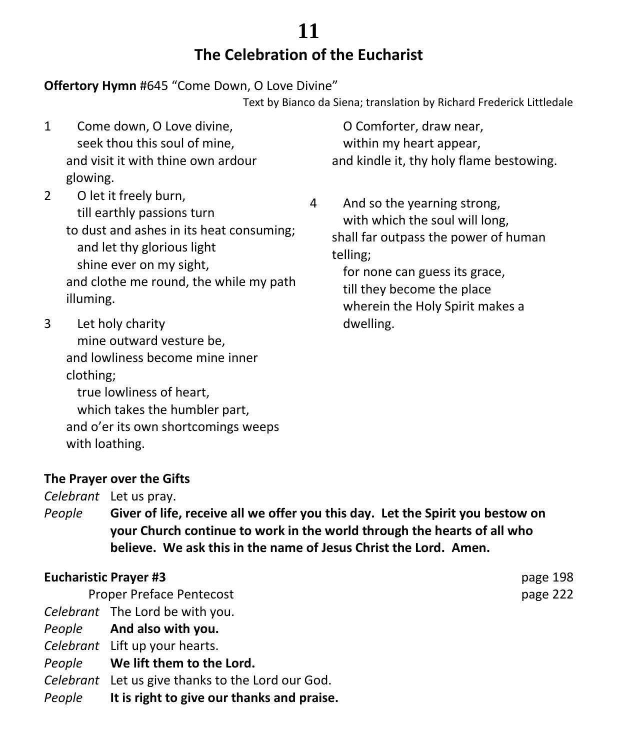# The Celebration of the Eucharist

**Offertory Hymn** #645 "Come Down, O Love Divine"

Text by Bianco da Siena; translation by Richard Frederick Littledale

1 Come down, O Love divine,
seek thou this soul of mine,
and visit it with thine own ardour glowing.
O Comforter, draw near,
within my heart appear,
and kindle it, thy holy flame bestowing.

2 O let it freely burn,
till earthly passions turn
to dust and ashes in its heat consuming;
and let thy glorious light
shine ever on my sight,
and clothe me round, the while my path illuming.

3 Let holy charity
mine outward vesture be,
and lowliness become mine inner clothing;
true lowliness of heart,
which takes the humbler part,
and o'er its own shortcomings weeps with loathing.

4 And so the yearning strong,
with which the soul will long,
shall far outpass the power of human telling;
for none can guess its grace,
till they become the place
wherein the Holy Spirit makes a dwelling.

**The Prayer over the Gifts**

*Celebrant* Let us pray.

*People* **Giver of life, receive all we offer you this day. Let the Spirit you bestow on your Church continue to work in the world through the hearts of all who believe. We ask this in the name of Jesus Christ the Lord. Amen.**

**Eucharistic Prayer #3** page 198

Proper Preface Pentecost page 222

*Celebrant* The Lord be with you.

*People* **And also with you.**

*Celebrant* Lift up your hearts.

*People* **We lift them to the Lord.**

*Celebrant* Let us give thanks to the Lord our God.

*People* **It is right to give our thanks and praise.**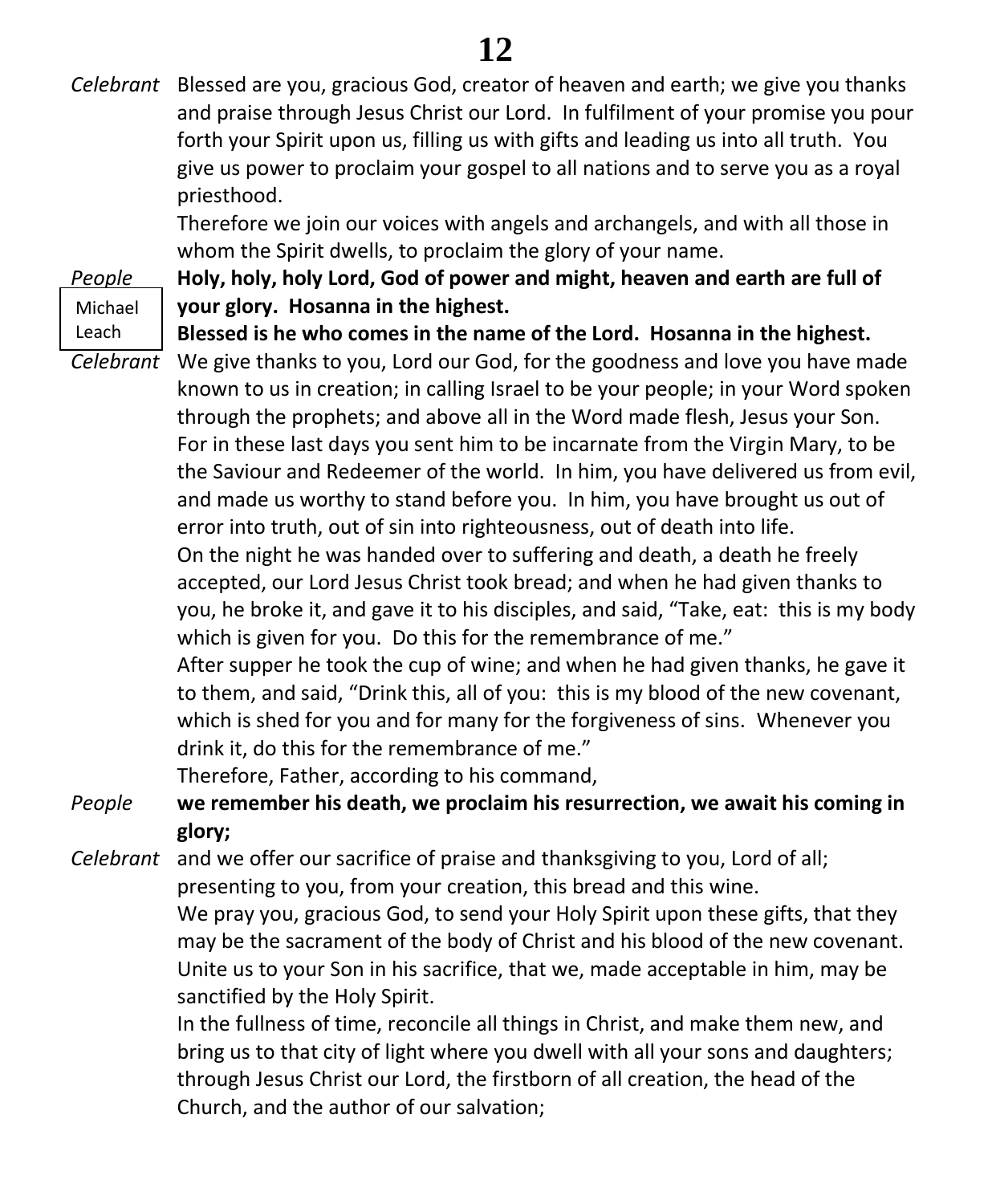*Celebrant* Blessed are you, gracious God, creator of heaven and earth; we give you thanks and praise through Jesus Christ our Lord. In fulfilment of your promise you pour forth your Spirit upon us, filling us with gifts and leading us into all truth. You give us power to proclaim your gospel to all nations and to serve you as a royal priesthood.

Therefore we join our voices with angels and archangels, and with all those in whom the Spirit dwells, to proclaim the glory of your name.

*People* **Holy, holy, holy Lord, God of power and might, heaven and earth are full of your glory. Hosanna in the highest.**

Michael Leach

**Blessed is he who comes in the name of the Lord. Hosanna in the highest.**

*Celebrant* We give thanks to you, Lord our God, for the goodness and love you have made known to us in creation; in calling Israel to be your people; in your Word spoken through the prophets; and above all in the Word made flesh, Jesus your Son. For in these last days you sent him to be incarnate from the Virgin Mary, to be the Saviour and Redeemer of the world. In him, you have delivered us from evil, and made us worthy to stand before you. In him, you have brought us out of error into truth, out of sin into righteousness, out of death into life.

On the night he was handed over to suffering and death, a death he freely accepted, our Lord Jesus Christ took bread; and when he had given thanks to you, he broke it, and gave it to his disciples, and said, "Take, eat: this is my body which is given for you. Do this for the remembrance of me."

After supper he took the cup of wine; and when he had given thanks, he gave it to them, and said, "Drink this, all of you: this is my blood of the new covenant, which is shed for you and for many for the forgiveness of sins. Whenever you drink it, do this for the remembrance of me."

Therefore, Father, according to his command,

*People* **we remember his death, we proclaim his resurrection, we await his coming in glory;**

*Celebrant* and we offer our sacrifice of praise and thanksgiving to you, Lord of all; presenting to you, from your creation, this bread and this wine.

We pray you, gracious God, to send your Holy Spirit upon these gifts, that they may be the sacrament of the body of Christ and his blood of the new covenant. Unite us to your Son in his sacrifice, that we, made acceptable in him, may be sanctified by the Holy Spirit.

In the fullness of time, reconcile all things in Christ, and make them new, and bring us to that city of light where you dwell with all your sons and daughters; through Jesus Christ our Lord, the firstborn of all creation, the head of the Church, and the author of our salvation;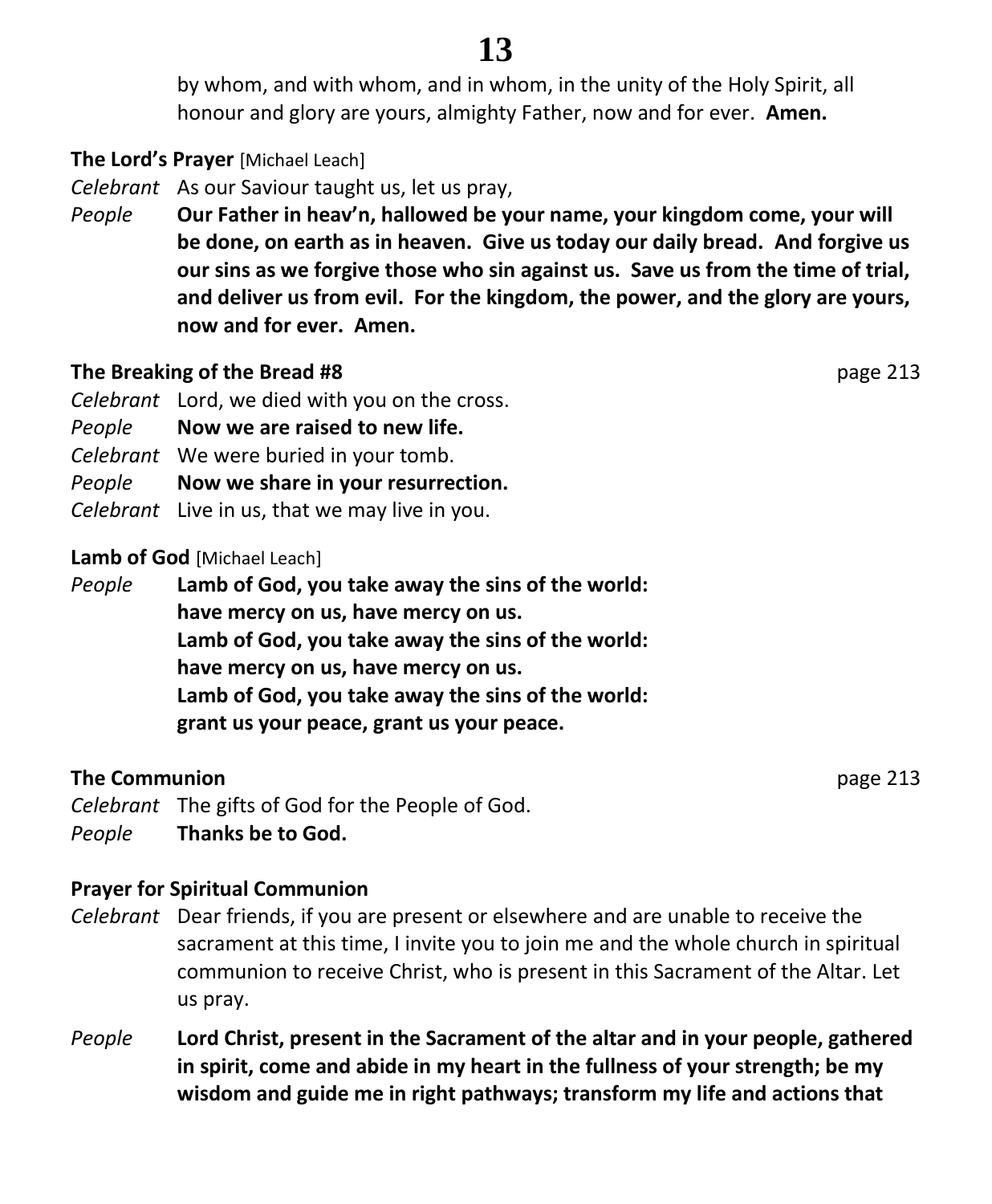by whom, and with whom, and in whom, in the unity of the Holy Spirit, all honour and glory are yours, almighty Father, now and for ever. **Amen.**

**The Lord's Prayer** [Michael Leach]

*Celebrant* As our Saviour taught us, let us pray,

*People* **Our Father in heav'n, hallowed be your name, your kingdom come, your will be done, on earth as in heaven. Give us today our daily bread. And forgive us our sins as we forgive those who sin against us. Save us from the time of trial, and deliver us from evil. For the kingdom, the power, and the glory are yours, now and for ever. Amen.**

**The Breaking of the Bread #8** page 213

*Celebrant* Lord, we died with you on the cross.

*People* **Now we are raised to new life.**

*Celebrant* We were buried in your tomb.

*People* **Now we share in your resurrection.**

*Celebrant* Live in us, that we may live in you.

**Lamb of God** [Michael Leach]

*People* **Lamb of God, you take away the sins of the world:**
**have mercy on us, have mercy on us.**
**Lamb of God, you take away the sins of the world:**
**have mercy on us, have mercy on us.**
**Lamb of God, you take away the sins of the world:**
**grant us your peace, grant us your peace.**

**The Communion** page 213

*Celebrant* The gifts of God for the People of God.

*People* **Thanks be to God.**

**Prayer for Spiritual Communion**

*Celebrant* Dear friends, if you are present or elsewhere and are unable to receive the sacrament at this time, I invite you to join me and the whole church in spiritual communion to receive Christ, who is present in this Sacrament of the Altar. Let us pray.

*People* **Lord Christ, present in the Sacrament of the altar and in your people, gathered in spirit, come and abide in my heart in the fullness of your strength; be my wisdom and guide me in right pathways; transform my life and actions that**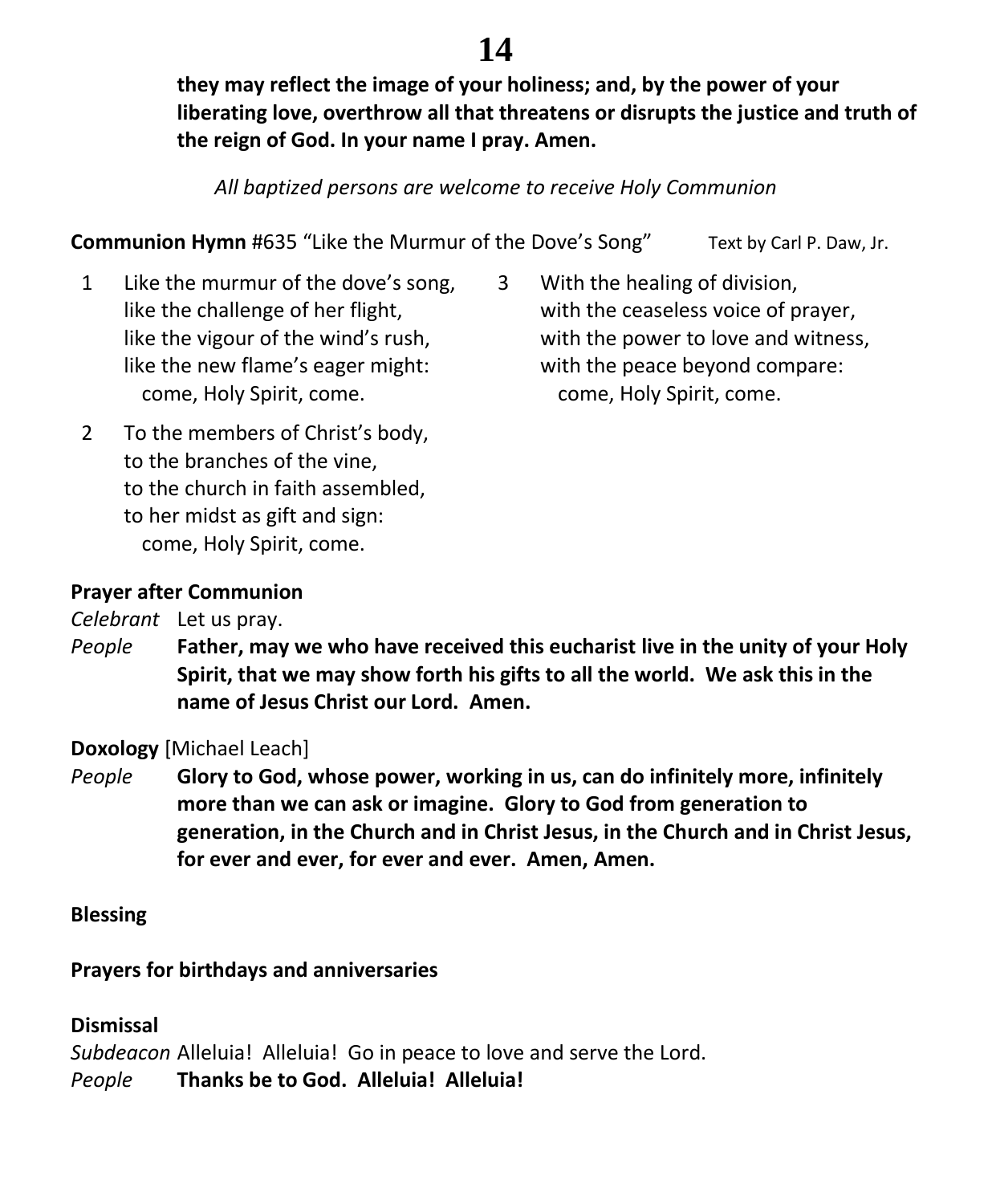**they may reflect the image of your holiness; and, by the power of your liberating love, overthrow all that threatens or disrupts the justice and truth of the reign of God. In your name I pray. Amen.**

*All baptized persons are welcome to receive Holy Communion*

**Communion Hymn** #635 "Like the Murmur of the Dove's Song" Text by Carl P. Daw, Jr.

1 Like the murmur of the dove's song,
like the challenge of her flight,
like the vigour of the wind's rush,
like the new flame's eager might:
come, Holy Spirit, come.

2 To the members of Christ's body,
to the branches of the vine,
to the church in faith assembled,
to her midst as gift and sign:
come, Holy Spirit, come.

3 With the healing of division,
with the ceaseless voice of prayer,
with the power to love and witness,
with the peace beyond compare:
come, Holy Spirit, come.

**Prayer after Communion**

*Celebrant* Let us pray.

*People* **Father, may we who have received this eucharist live in the unity of your Holy Spirit, that we may show forth his gifts to all the world. We ask this in the name of Jesus Christ our Lord. Amen.**

**Doxology** [Michael Leach]

*People* **Glory to God, whose power, working in us, can do infinitely more, infinitely more than we can ask or imagine. Glory to God from generation to generation, in the Church and in Christ Jesus, in the Church and in Christ Jesus, for ever and ever, for ever and ever. Amen, Amen.**

**Blessing**

**Prayers for birthdays and anniversaries**

**Dismissal**

*Subdeacon* Alleluia! Alleluia! Go in peace to love and serve the Lord.

*People* **Thanks be to God. Alleluia! Alleluia!**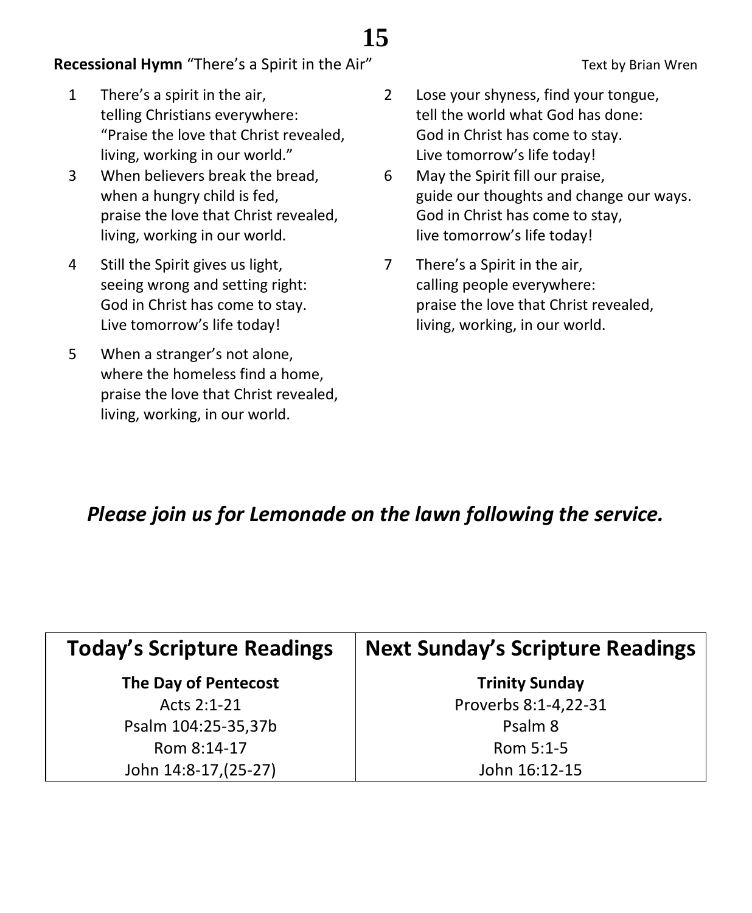**Recessional Hymn** "There's a Spirit in the Air" Text by Brian Wren

1 There's a spirit in the air,
telling Christians everywhere:
"Praise the love that Christ revealed,
living, working in our world."

2 Lose your shyness, find your tongue,
tell the world what God has done:
God in Christ has come to stay.
Live tomorrow's life today!

3 When believers break the bread,
when a hungry child is fed,
praise the love that Christ revealed,
living, working in our world.

4 Still the Spirit gives us light,
seeing wrong and setting right:
God in Christ has come to stay.
Live tomorrow's life today!

5 When a stranger's not alone,
where the homeless find a home,
praise the love that Christ revealed,
living, working, in our world.

6 May the Spirit fill our praise,
guide our thoughts and change our ways.
God in Christ has come to stay,
live tomorrow's life today!

7 There's a Spirit in the air,
calling people everywhere:
praise the love that Christ revealed,
living, working, in our world.

***Please join us for Lemonade on the lawn following the service.***

| Today's Scripture Readings | Next Sunday's Scripture Readings |
|---|---|
| **The Day of Pentecost** | **Trinity Sunday** |
| Acts 2:1-21 | Proverbs 8:1-4,22-31 |
| Psalm 104:25-35,37b | Psalm 8 |
| Rom 8:14-17 | Rom 5:1-5 |
| John 14:8-17,(25-27) | John 16:12-15 |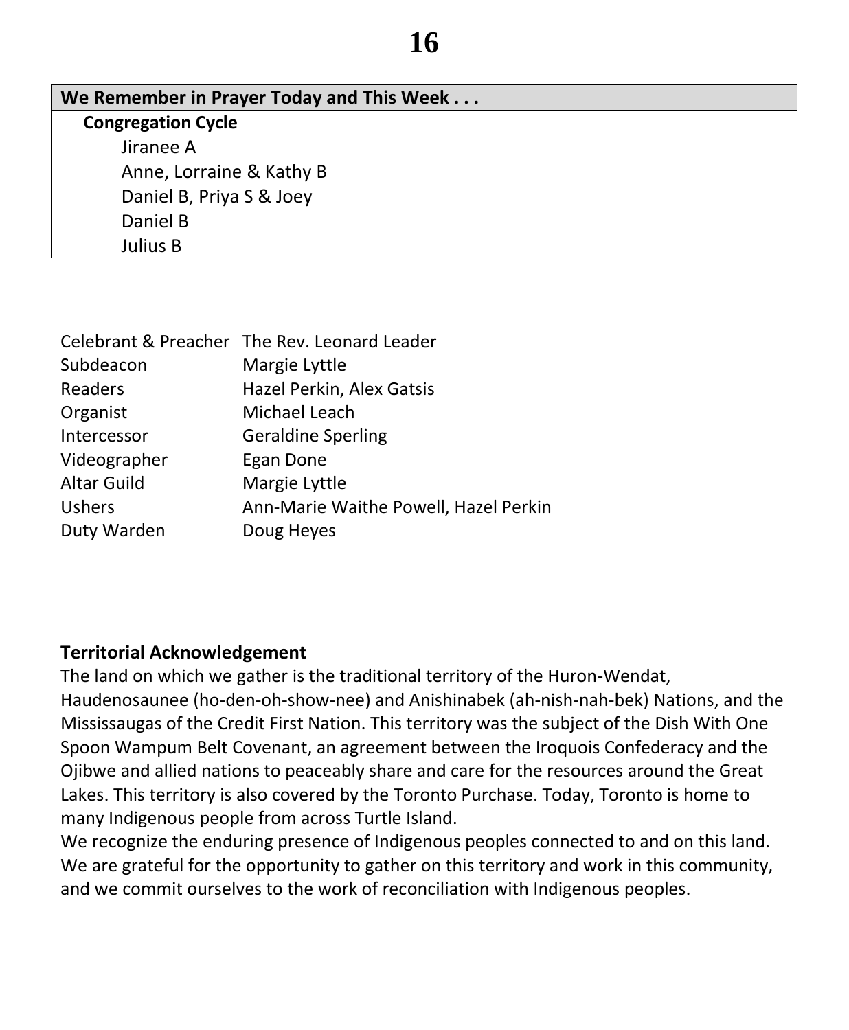## We Remember in Prayer Today and This Week . . .

**Congregation Cycle**

Jiranee A
Anne, Lorraine & Kathy B
Daniel B, Priya S & Joey
Daniel B
Julius B

| | |
|---|---|
| Celebrant & Preacher | The Rev. Leonard Leader |
| Subdeacon | Margie Lyttle |
| Readers | Hazel Perkin, Alex Gatsis |
| Organist | Michael Leach |
| Intercessor | Geraldine Sperling |
| Videographer | Egan Done |
| Altar Guild | Margie Lyttle |
| Ushers | Ann-Marie Waithe Powell, Hazel Perkin |
| Duty Warden | Doug Heyes |

**Territorial Acknowledgement**

The land on which we gather is the traditional territory of the Huron-Wendat, Haudenosaunee (ho-den-oh-show-nee) and Anishinabek (ah-nish-nah-bek) Nations, and the Mississaugas of the Credit First Nation. This territory was the subject of the Dish With One Spoon Wampum Belt Covenant, an agreement between the Iroquois Confederacy and the Ojibwe and allied nations to peaceably share and care for the resources around the Great Lakes. This territory is also covered by the Toronto Purchase. Today, Toronto is home to many Indigenous people from across Turtle Island.

We recognize the enduring presence of Indigenous peoples connected to and on this land. We are grateful for the opportunity to gather on this territory and work in this community, and we commit ourselves to the work of reconciliation with Indigenous peoples.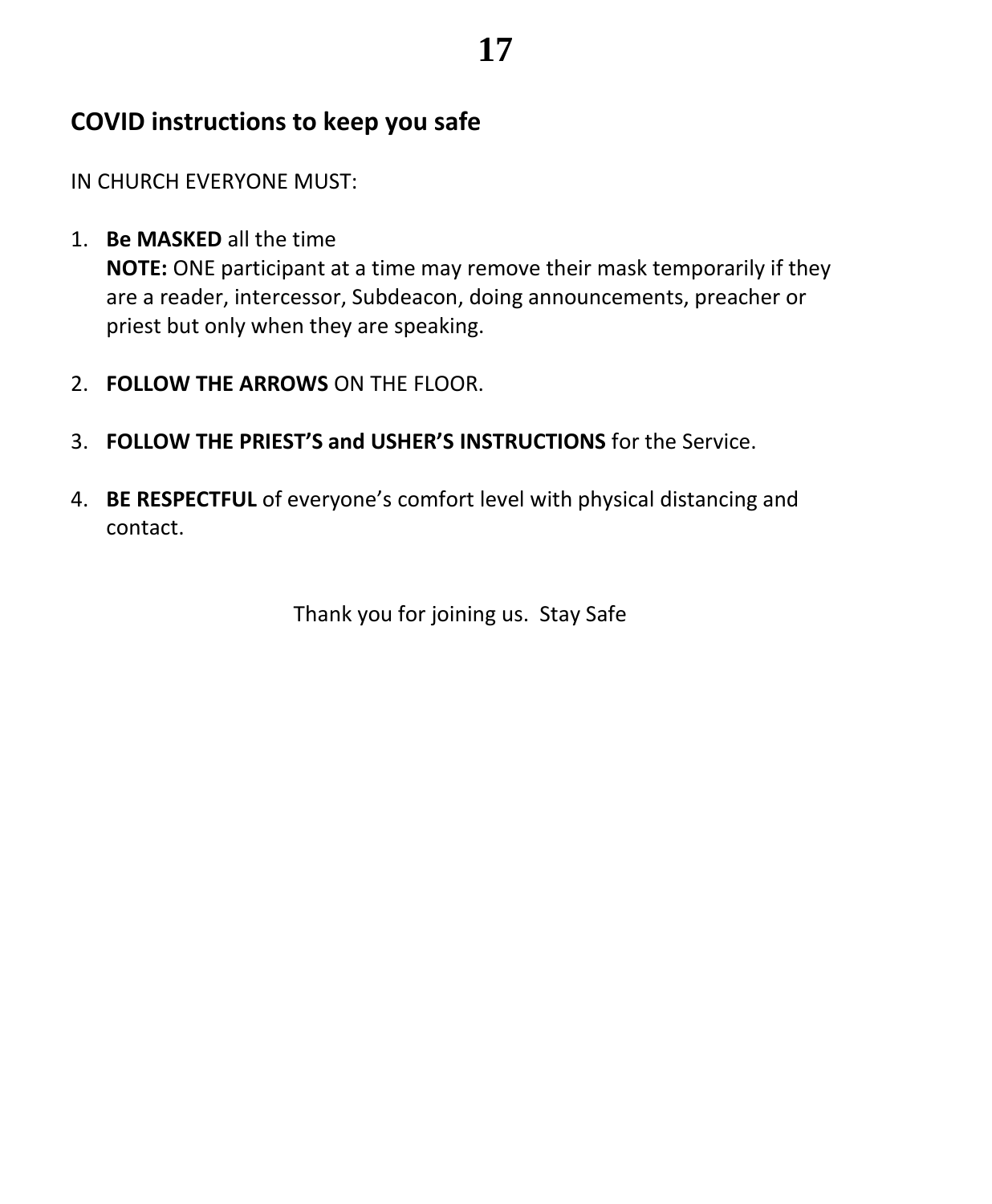## COVID instructions to keep you safe

IN CHURCH EVERYONE MUST:

1. **Be MASKED** all the time
   **NOTE:** ONE participant at a time may remove their mask temporarily if they are a reader, intercessor, Subdeacon, doing announcements, preacher or priest but only when they are speaking.

2. **FOLLOW THE ARROWS** ON THE FLOOR.

3. **FOLLOW THE PRIEST'S and USHER'S INSTRUCTIONS** for the Service.

4. **BE RESPECTFUL** of everyone's comfort level with physical distancing and contact.

Thank you for joining us. Stay Safe